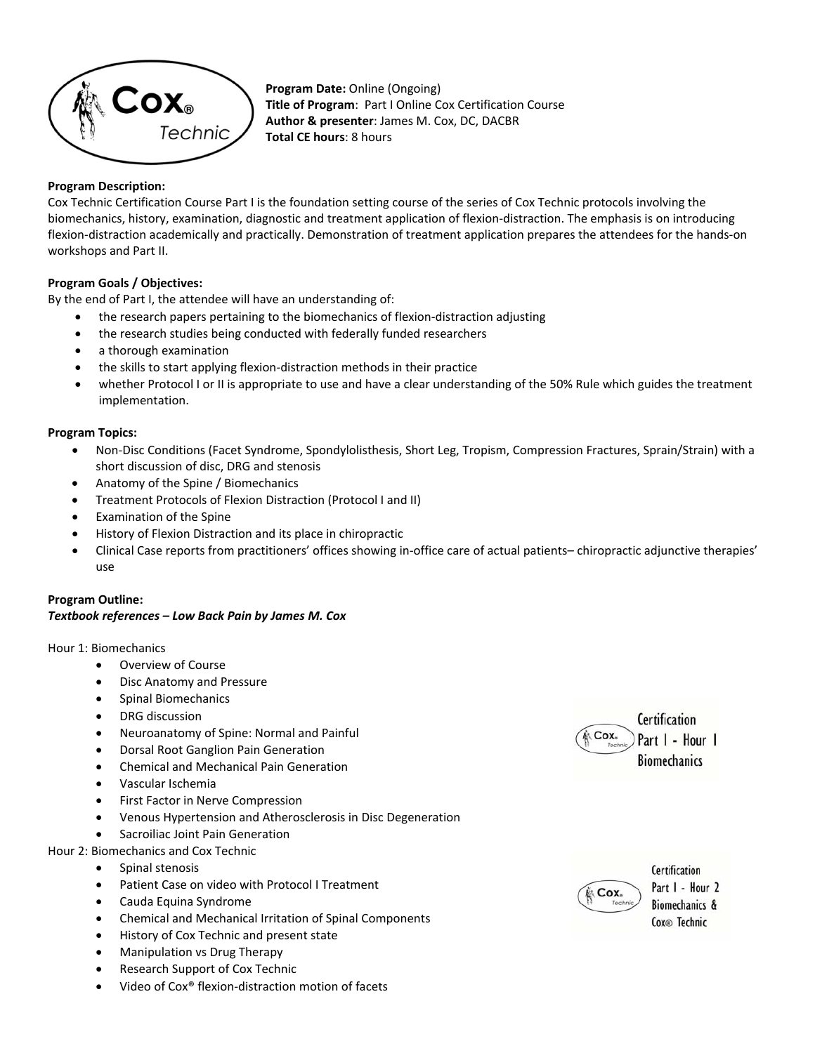**Program Date:** Online (Ongoing)
**Title of Program**: Part I Online Cox Certification Course
**Author & presenter**: James M. Cox, DC, DACBR
**Total CE hours**: 8 hours

**Program Description:**
Cox Technic Certification Course Part I is the foundation setting course of the series of Cox Technic protocols involving the biomechanics, history, examination, diagnostic and treatment application of flexion-distraction. The emphasis is on introducing flexion-distraction academically and practically. Demonstration of treatment application prepares the attendees for the hands-on workshops and Part II.

**Program Goals / Objectives:**
By the end of Part I, the attendee will have an understanding of:

- the research papers pertaining to the biomechanics of flexion-distraction adjusting
- the research studies being conducted with federally funded researchers
- a thorough examination
- the skills to start applying flexion-distraction methods in their practice
- whether Protocol I or II is appropriate to use and have a clear understanding of the 50% Rule which guides the treatment implementation.

**Program Topics:**

- Non-Disc Conditions (Facet Syndrome, Spondylolisthesis, Short Leg, Tropism, Compression Fractures, Sprain/Strain) with a short discussion of disc, DRG and stenosis
- Anatomy of the Spine / Biomechanics
- Treatment Protocols of Flexion Distraction (Protocol I and II)
- Examination of the Spine
- History of Flexion Distraction and its place in chiropractic
- Clinical Case reports from practitioners' offices showing in-office care of actual patients– chiropractic adjunctive therapies' use

**Program Outline:**
***Textbook references – Low Back Pain by James M. Cox***

Hour 1: Biomechanics

- Overview of Course
- Disc Anatomy and Pressure
- Spinal Biomechanics
- DRG discussion
- Neuroanatomy of Spine: Normal and Painful
- Dorsal Root Ganglion Pain Generation
- Chemical and Mechanical Pain Generation
- Vascular Ischemia
- First Factor in Nerve Compression
- Venous Hypertension and Atherosclerosis in Disc Degeneration
- Sacroiliac Joint Pain Generation

Certification Part I - Hour 1 Biomechanics

Hour 2: Biomechanics and Cox Technic

- Spinal stenosis
- Patient Case on video with Protocol I Treatment
- Cauda Equina Syndrome
- Chemical and Mechanical Irritation of Spinal Components
- History of Cox Technic and present state
- Manipulation vs Drug Therapy
- Research Support of Cox Technic
- Video of Cox® flexion-distraction motion of facets

Certification Part I - Hour 2 Biomechanics & Cox® Technic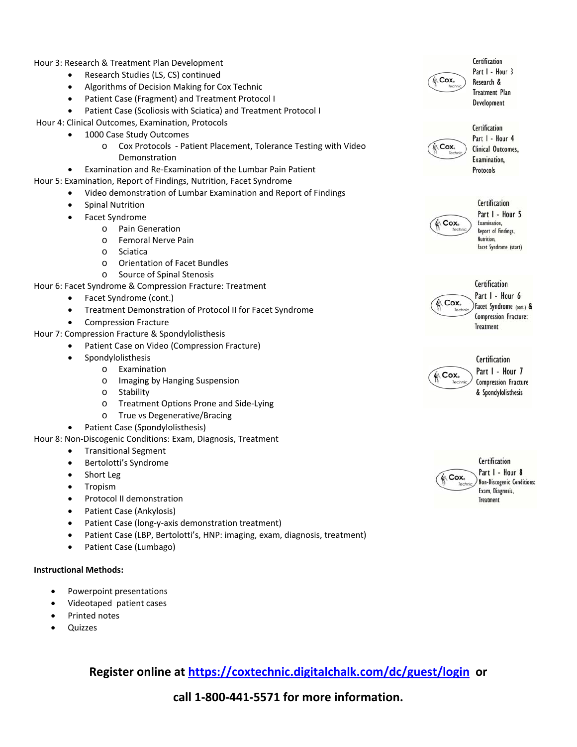Hour 3: Research & Treatment Plan Development

- Research Studies (LS, CS) continued
- Algorithms of Decision Making for Cox Technic
- Patient Case (Fragment) and Treatment Protocol I
- Patient Case (Scoliosis with Sciatica) and Treatment Protocol I

Hour 4: Clinical Outcomes, Examination, Protocols

- 1000 Case Study Outcomes
  - Cox Protocols - Patient Placement, Tolerance Testing with Video Demonstration
- Examination and Re-Examination of the Lumbar Pain Patient

Hour 5: Examination, Report of Findings, Nutrition, Facet Syndrome

- Video demonstration of Lumbar Examination and Report of Findings
- Spinal Nutrition
- Facet Syndrome
  - Pain Generation
  - Femoral Nerve Pain
  - Sciatica
  - Orientation of Facet Bundles
  - Source of Spinal Stenosis

Hour 6: Facet Syndrome & Compression Fracture: Treatment

- Facet Syndrome (cont.)
- Treatment Demonstration of Protocol II for Facet Syndrome
- Compression Fracture

Hour 7: Compression Fracture & Spondylolisthesis

- Patient Case on Video (Compression Fracture)
- Spondylolisthesis
  - Examination
  - Imaging by Hanging Suspension
  - Stability
  - Treatment Options Prone and Side-Lying
  - True vs Degenerative/Bracing
- Patient Case (Spondylolisthesis)

Hour 8: Non-Discogenic Conditions: Exam, Diagnosis, Treatment

- Transitional Segment
- Bertolotti's Syndrome
- Short Leg
- Tropism
- Protocol II demonstration
- Patient Case (Ankylosis)
- Patient Case (long-y-axis demonstration treatment)
- Patient Case (LBP, Bertolotti's, HNP: imaging, exam, diagnosis, treatment)
- Patient Case (Lumbago)

Certification Part I - Hour 3 Research & Treatment Plan Development

Certification Part I - Hour 4 Clinical Outcomes, Examination, Protocols

Certification Part I - Hour 5 Examination, Report of Findings, Nutrition, Facet Syndrome (start)

Certification Part I - Hour 6 Facet Syndrome (cont.) & Compression Fracture: Treatment

Certification Part I - Hour 7 Compression Fracture & Spondylolisthesis

Certification Part I - Hour 8 Non-Discogenic Conditions: Exam, Diagnosis, Treatment

**Instructional Methods:**

- Powerpoint presentations
- Videotaped patient cases
- Printed notes
- Quizzes

**Register online at [https://coxtechnic.digitalchalk.com/dc/guest/login](https://coxtechnic.digitalchalk.com/dc/guest/login) or**

**call 1-800-441-5571 for more information.**